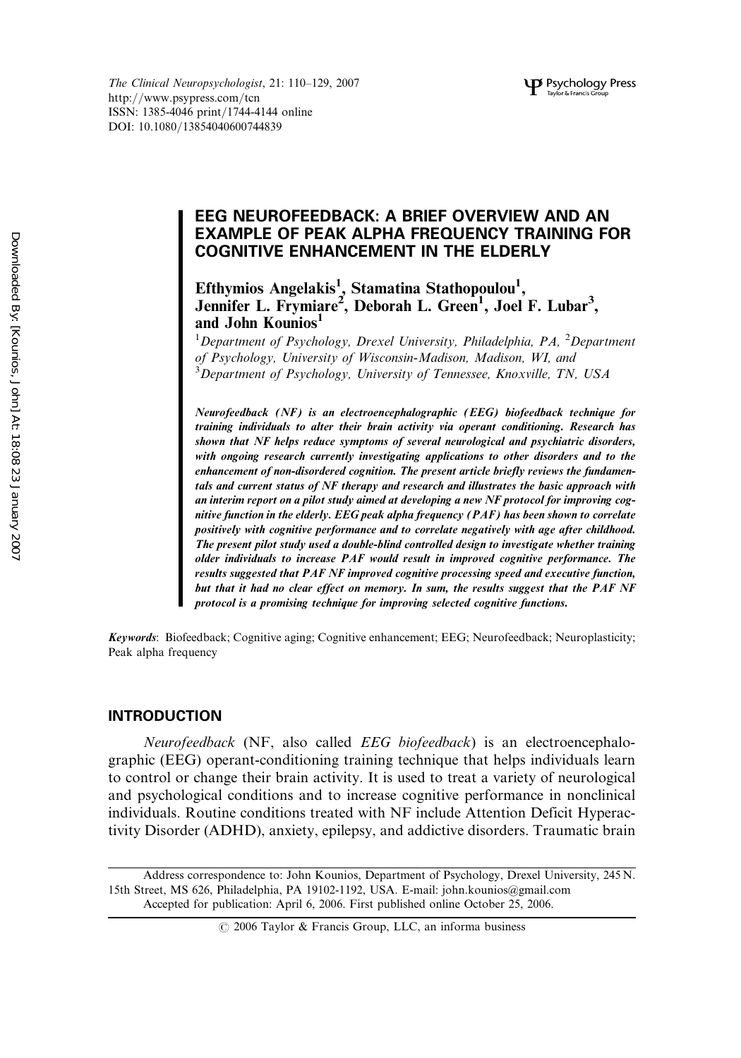# EEG NEUROFEEDBACK: A BRIEF OVERVIEW AND AN EXAMPLE OF PEAK ALPHA FREQUENCY TRAINING FOR COGNITIVE ENHANCEMENT IN THE ELDERLY

**Efthymios Angelakis[1], Stamatina Stathopoulou[1], Jennifer L. Frymiare[2], Deborah L. Green[1], Joel F. Lubar[3], and John Kounios[1]**

[1]*Department of Psychology, Drexel University, Philadelphia, PA,* [2]*Department of Psychology, University of Wisconsin-Madison, Madison, WI, and* [3]*Department of Psychology, University of Tennessee, Knoxville, TN, USA*

***Neurofeedback (NF) is an electroencephalographic (EEG) biofeedback technique for training individuals to alter their brain activity via operant conditioning. Research has shown that NF helps reduce symptoms of several neurological and psychiatric disorders, with ongoing research currently investigating applications to other disorders and to the enhancement of non-disordered cognition. The present article briefly reviews the fundamentals and current status of NF therapy and research and illustrates the basic approach with an interim report on a pilot study aimed at developing a new NF protocol for improving cognitive function in the elderly. EEG peak alpha frequency (PAF) has been shown to correlate positively with cognitive performance and to correlate negatively with age after childhood. The present pilot study used a double-blind controlled design to investigate whether training older individuals to increase PAF would result in improved cognitive performance. The results suggested that PAF NF improved cognitive processing speed and executive function, but that it had no clear effect on memory. In sum, the results suggest that the PAF NF protocol is a promising technique for improving selected cognitive functions.***

***Keywords***: Biofeedback; Cognitive aging; Cognitive enhancement; EEG; Neurofeedback; Neuroplasticity; Peak alpha frequency

## INTRODUCTION

*Neurofeedback* (NF, also called *EEG biofeedback*) is an electroencephalographic (EEG) operant-conditioning training technique that helps individuals learn to control or change their brain activity. It is used to treat a variety of neurological and psychological conditions and to increase cognitive performance in nonclinical individuals. Routine conditions treated with NF include Attention Deficit Hyperactivity Disorder (ADHD), anxiety, epilepsy, and addictive disorders. Traumatic brain

Address correspondence to: John Kounios, Department of Psychology, Drexel University, 245 N. 15th Street, MS 626, Philadelphia, PA 19102-1192, USA. E-mail: john.kounios@gmail.com

Accepted for publication: April 6, 2006. First published online October 25, 2006.

© 2006 Taylor & Francis Group, LLC, an informa business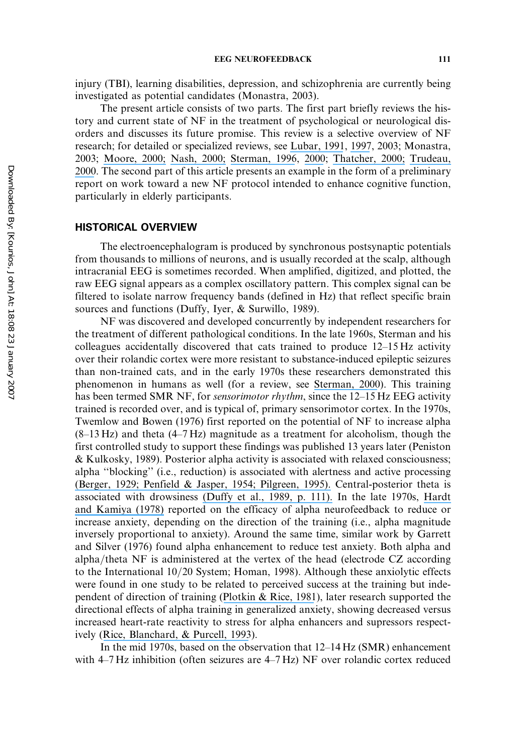injury (TBI), learning disabilities, depression, and schizophrenia are currently being investigated as potential candidates (Monastra, 2003).

The present article consists of two parts. The first part briefly reviews the history and current state of NF in the treatment of psychological or neurological disorders and discusses its future promise. This review is a selective overview of NF research; for detailed or specialized reviews, see Lubar, 1991, 1997, 2003; Monastra, 2003; Moore, 2000; Nash, 2000; Sterman, 1996, 2000; Thatcher, 2000; Trudeau, 2000. The second part of this article presents an example in the form of a preliminary report on work toward a new NF protocol intended to enhance cognitive function, particularly in elderly participants.

## HISTORICAL OVERVIEW

The electroencephalogram is produced by synchronous postsynaptic potentials from thousands to millions of neurons, and is usually recorded at the scalp, although intracranial EEG is sometimes recorded. When amplified, digitized, and plotted, the raw EEG signal appears as a complex oscillatory pattern. This complex signal can be filtered to isolate narrow frequency bands (defined in Hz) that reflect specific brain sources and functions (Duffy, Iyer, & Surwillo, 1989).

NF was discovered and developed concurrently by independent researchers for the treatment of different pathological conditions. In the late 1960s, Sterman and his colleagues accidentally discovered that cats trained to produce 12–15 Hz activity over their rolandic cortex were more resistant to substance-induced epileptic seizures than non-trained cats, and in the early 1970s these researchers demonstrated this phenomenon in humans as well (for a review, see Sterman, 2000). This training has been termed SMR NF, for *sensorimotor rhythm*, since the 12–15 Hz EEG activity trained is recorded over, and is typical of, primary sensorimotor cortex. In the 1970s, Twemlow and Bowen (1976) first reported on the potential of NF to increase alpha (8–13 Hz) and theta (4–7 Hz) magnitude as a treatment for alcoholism, though the first controlled study to support these findings was published 13 years later (Peniston & Kulkosky, 1989). Posterior alpha activity is associated with relaxed consciousness; alpha "blocking" (i.e., reduction) is associated with alertness and active processing (Berger, 1929; Penfield & Jasper, 1954; Pilgreen, 1995). Central-posterior theta is associated with drowsiness (Duffy et al., 1989, p. 111). In the late 1970s, Hardt and Kamiya (1978) reported on the efficacy of alpha neurofeedback to reduce or increase anxiety, depending on the direction of the training (i.e., alpha magnitude inversely proportional to anxiety). Around the same time, similar work by Garrett and Silver (1976) found alpha enhancement to reduce test anxiety. Both alpha and alpha/theta NF is administered at the vertex of the head (electrode CZ according to the International 10/20 System; Homan, 1998). Although these anxiolytic effects were found in one study to be related to perceived success at the training but independent of direction of training (Plotkin & Rice, 1981), later research supported the directional effects of alpha training in generalized anxiety, showing decreased versus increased heart-rate reactivity to stress for alpha enhancers and supressors respectively (Rice, Blanchard, & Purcell, 1993).

In the mid 1970s, based on the observation that 12–14 Hz (SMR) enhancement with 4–7 Hz inhibition (often seizures are 4–7 Hz) NF over rolandic cortex reduced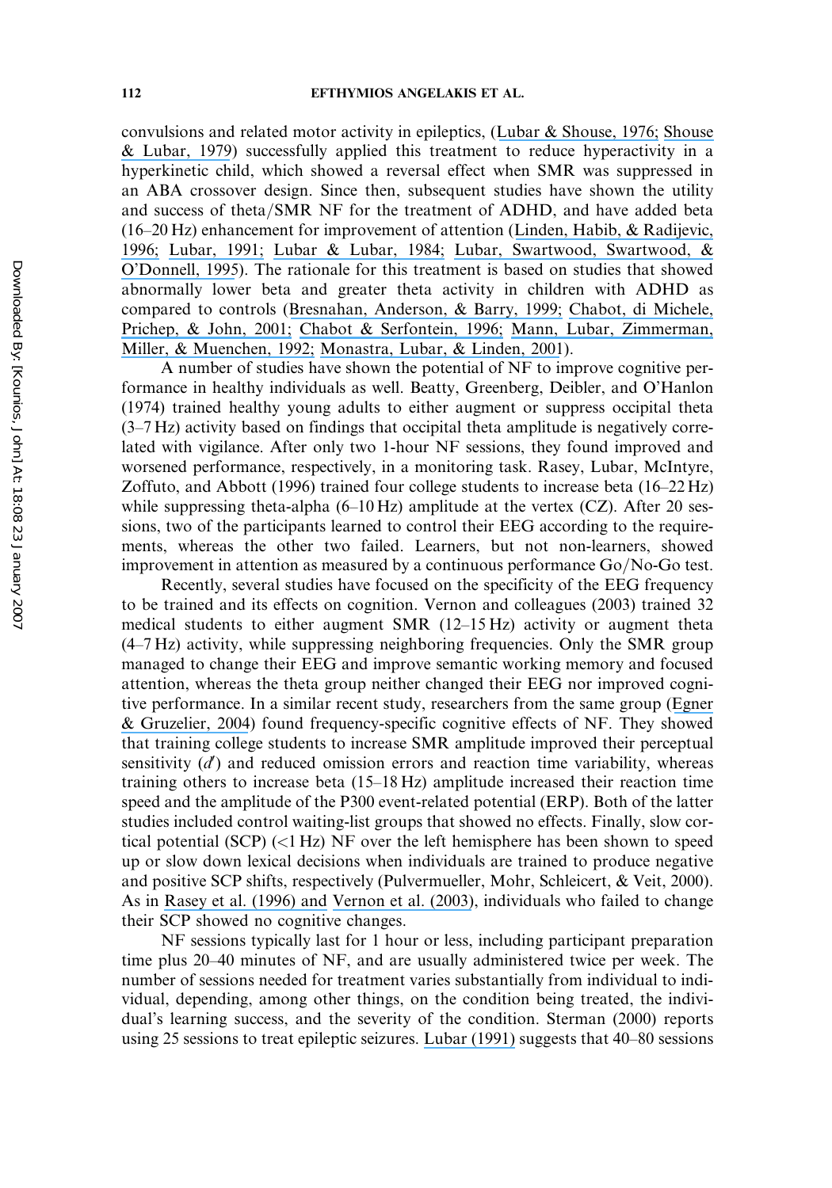convulsions and related motor activity in epileptics, (Lubar & Shouse, 1976; Shouse & Lubar, 1979) successfully applied this treatment to reduce hyperactivity in a hyperkinetic child, which showed a reversal effect when SMR was suppressed in an ABA crossover design. Since then, subsequent studies have shown the utility and success of theta/SMR NF for the treatment of ADHD, and have added beta (16–20 Hz) enhancement for improvement of attention (Linden, Habib, & Radijevic, 1996; Lubar, 1991; Lubar & Lubar, 1984; Lubar, Swartwood, Swartwood, & O'Donnell, 1995). The rationale for this treatment is based on studies that showed abnormally lower beta and greater theta activity in children with ADHD as compared to controls (Bresnahan, Anderson, & Barry, 1999; Chabot, di Michele, Prichep, & John, 2001; Chabot & Serfontein, 1996; Mann, Lubar, Zimmerman, Miller, & Muenchen, 1992; Monastra, Lubar, & Linden, 2001).

A number of studies have shown the potential of NF to improve cognitive performance in healthy individuals as well. Beatty, Greenberg, Deibler, and O'Hanlon (1974) trained healthy young adults to either augment or suppress occipital theta (3–7 Hz) activity based on findings that occipital theta amplitude is negatively correlated with vigilance. After only two 1-hour NF sessions, they found improved and worsened performance, respectively, in a monitoring task. Rasey, Lubar, McIntyre, Zoffuto, and Abbott (1996) trained four college students to increase beta (16–22 Hz) while suppressing theta-alpha (6–10 Hz) amplitude at the vertex (CZ). After 20 sessions, two of the participants learned to control their EEG according to the requirements, whereas the other two failed. Learners, but not non-learners, showed improvement in attention as measured by a continuous performance Go/No-Go test.

Recently, several studies have focused on the specificity of the EEG frequency to be trained and its effects on cognition. Vernon and colleagues (2003) trained 32 medical students to either augment SMR (12–15 Hz) activity or augment theta (4–7 Hz) activity, while suppressing neighboring frequencies. Only the SMR group managed to change their EEG and improve semantic working memory and focused attention, whereas the theta group neither changed their EEG nor improved cognitive performance. In a similar recent study, researchers from the same group (Egner & Gruzelier, 2004) found frequency-specific cognitive effects of NF. They showed that training college students to increase SMR amplitude improved their perceptual sensitivity ($d'$) and reduced omission errors and reaction time variability, whereas training others to increase beta (15–18 Hz) amplitude increased their reaction time speed and the amplitude of the P300 event-related potential (ERP). Both of the latter studies included control waiting-list groups that showed no effects. Finally, slow cortical potential (SCP) (<1 Hz) NF over the left hemisphere has been shown to speed up or slow down lexical decisions when individuals are trained to produce negative and positive SCP shifts, respectively (Pulvermueller, Mohr, Schleicert, & Veit, 2000). As in Rasey et al. (1996) and Vernon et al. (2003), individuals who failed to change their SCP showed no cognitive changes.

NF sessions typically last for 1 hour or less, including participant preparation time plus 20–40 minutes of NF, and are usually administered twice per week. The number of sessions needed for treatment varies substantially from individual to individual, depending, among other things, on the condition being treated, the individual's learning success, and the severity of the condition. Sterman (2000) reports using 25 sessions to treat epileptic seizures. Lubar (1991) suggests that 40–80 sessions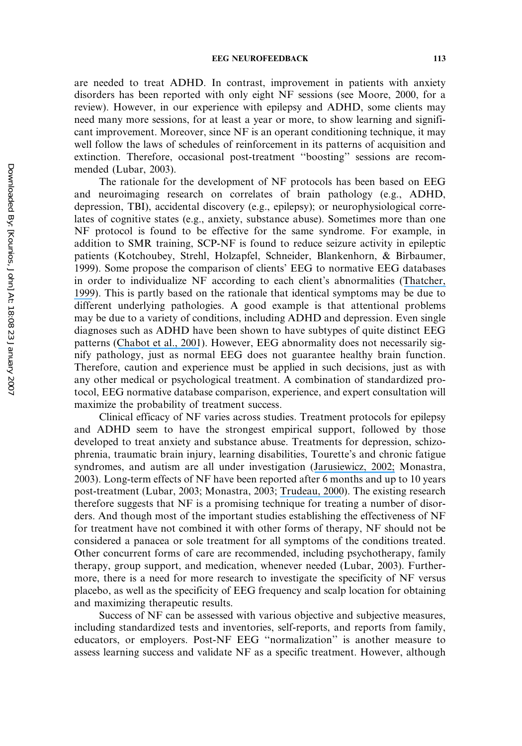are needed to treat ADHD. In contrast, improvement in patients with anxiety disorders has been reported with only eight NF sessions (see Moore, 2000, for a review). However, in our experience with epilepsy and ADHD, some clients may need many more sessions, for at least a year or more, to show learning and significant improvement. Moreover, since NF is an operant conditioning technique, it may well follow the laws of schedules of reinforcement in its patterns of acquisition and extinction. Therefore, occasional post-treatment ''boosting'' sessions are recommended (Lubar, 2003).

The rationale for the development of NF protocols has been based on EEG and neuroimaging research on correlates of brain pathology (e.g., ADHD, depression, TBI), accidental discovery (e.g., epilepsy); or neurophysiological correlates of cognitive states (e.g., anxiety, substance abuse). Sometimes more than one NF protocol is found to be effective for the same syndrome. For example, in addition to SMR training, SCP-NF is found to reduce seizure activity in epileptic patients (Kotchoubey, Strehl, Holzapfel, Schneider, Blankenhorn, & Birbaumer, 1999). Some propose the comparison of clients' EEG to normative EEG databases in order to individualize NF according to each client's abnormalities (Thatcher, 1999). This is partly based on the rationale that identical symptoms may be due to different underlying pathologies. A good example is that attentional problems may be due to a variety of conditions, including ADHD and depression. Even single diagnoses such as ADHD have been shown to have subtypes of quite distinct EEG patterns (Chabot et al., 2001). However, EEG abnormality does not necessarily signify pathology, just as normal EEG does not guarantee healthy brain function. Therefore, caution and experience must be applied in such decisions, just as with any other medical or psychological treatment. A combination of standardized protocol, EEG normative database comparison, experience, and expert consultation will maximize the probability of treatment success.

Clinical efficacy of NF varies across studies. Treatment protocols for epilepsy and ADHD seem to have the strongest empirical support, followed by those developed to treat anxiety and substance abuse. Treatments for depression, schizophrenia, traumatic brain injury, learning disabilities, Tourette's and chronic fatigue syndromes, and autism are all under investigation (Jarusiewicz, 2002; Monastra, 2003). Long-term effects of NF have been reported after 6 months and up to 10 years post-treatment (Lubar, 2003; Monastra, 2003; Trudeau, 2000). The existing research therefore suggests that NF is a promising technique for treating a number of disorders. And though most of the important studies establishing the effectiveness of NF for treatment have not combined it with other forms of therapy, NF should not be considered a panacea or sole treatment for all symptoms of the conditions treated. Other concurrent forms of care are recommended, including psychotherapy, family therapy, group support, and medication, whenever needed (Lubar, 2003). Furthermore, there is a need for more research to investigate the specificity of NF versus placebo, as well as the specificity of EEG frequency and scalp location for obtaining and maximizing therapeutic results.

Success of NF can be assessed with various objective and subjective measures, including standardized tests and inventories, self-reports, and reports from family, educators, or employers. Post-NF EEG ''normalization'' is another measure to assess learning success and validate NF as a specific treatment. However, although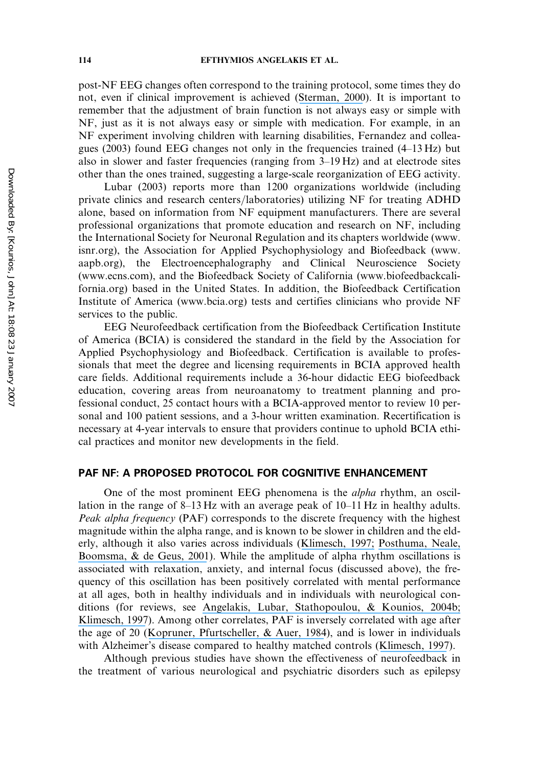post-NF EEG changes often correspond to the training protocol, some times they do not, even if clinical improvement is achieved (Sterman, 2000). It is important to remember that the adjustment of brain function is not always easy or simple with NF, just as it is not always easy or simple with medication. For example, in an NF experiment involving children with learning disabilities, Fernandez and colleagues (2003) found EEG changes not only in the frequencies trained (4–13 Hz) but also in slower and faster frequencies (ranging from 3–19 Hz) and at electrode sites other than the ones trained, suggesting a large-scale reorganization of EEG activity.

Lubar (2003) reports more than 1200 organizations worldwide (including private clinics and research centers/laboratories) utilizing NF for treating ADHD alone, based on information from NF equipment manufacturers. There are several professional organizations that promote education and research on NF, including the International Society for Neuronal Regulation and its chapters worldwide (www.isnr.org), the Association for Applied Psychophysiology and Biofeedback (www.aapb.org), the Electroencephalography and Clinical Neuroscience Society (www.ecns.com), and the Biofeedback Society of California (www.biofeedbackcalifornia.org) based in the United States. In addition, the Biofeedback Certification Institute of America (www.bcia.org) tests and certifies clinicians who provide NF services to the public.

EEG Neurofeedback certification from the Biofeedback Certification Institute of America (BCIA) is considered the standard in the field by the Association for Applied Psychophysiology and Biofeedback. Certification is available to professionals that meet the degree and licensing requirements in BCIA approved health care fields. Additional requirements include a 36-hour didactic EEG biofeedback education, covering areas from neuroanatomy to treatment planning and professional conduct, 25 contact hours with a BCIA-approved mentor to review 10 personal and 100 patient sessions, and a 3-hour written examination. Recertification is necessary at 4-year intervals to ensure that providers continue to uphold BCIA ethical practices and monitor new developments in the field.

## PAF NF: A PROPOSED PROTOCOL FOR COGNITIVE ENHANCEMENT

One of the most prominent EEG phenomena is the *alpha* rhythm, an oscillation in the range of 8–13 Hz with an average peak of 10–11 Hz in healthy adults. *Peak alpha frequency* (PAF) corresponds to the discrete frequency with the highest magnitude within the alpha range, and is known to be slower in children and the elderly, although it also varies across individuals (Klimesch, 1997; Posthuma, Neale, Boomsma, & de Geus, 2001). While the amplitude of alpha rhythm oscillations is associated with relaxation, anxiety, and internal focus (discussed above), the frequency of this oscillation has been positively correlated with mental performance at all ages, both in healthy individuals and in individuals with neurological conditions (for reviews, see Angelakis, Lubar, Stathopoulou, & Kounios, 2004b; Klimesch, 1997). Among other correlates, PAF is inversely correlated with age after the age of 20 (Kopruner, Pfurtscheller, & Auer, 1984), and is lower in individuals with Alzheimer's disease compared to healthy matched controls (Klimesch, 1997).

Although previous studies have shown the effectiveness of neurofeedback in the treatment of various neurological and psychiatric disorders such as epilepsy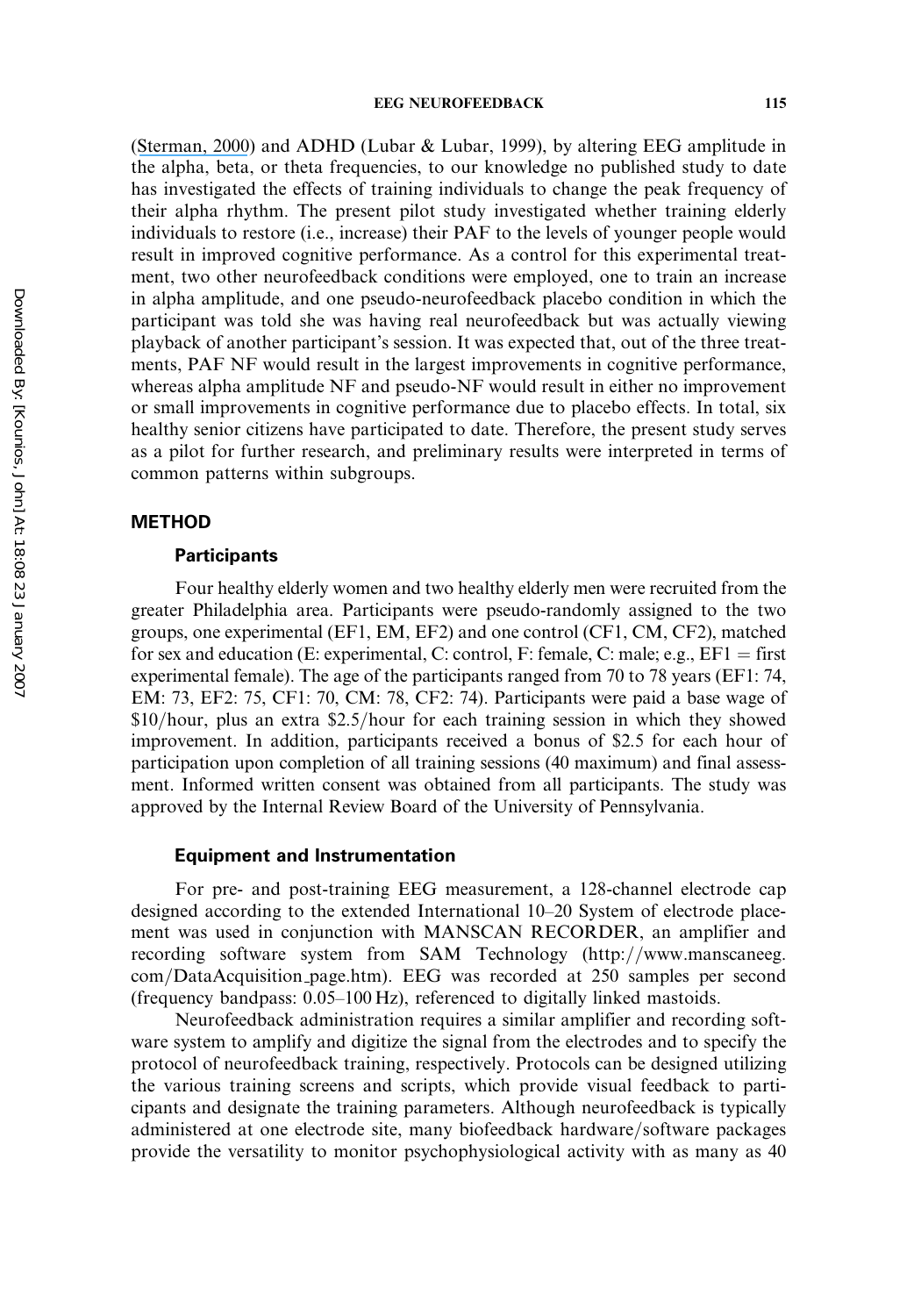(Sterman, 2000) and ADHD (Lubar & Lubar, 1999), by altering EEG amplitude in the alpha, beta, or theta frequencies, to our knowledge no published study to date has investigated the effects of training individuals to change the peak frequency of their alpha rhythm. The present pilot study investigated whether training elderly individuals to restore (i.e., increase) their PAF to the levels of younger people would result in improved cognitive performance. As a control for this experimental treatment, two other neurofeedback conditions were employed, one to train an increase in alpha amplitude, and one pseudo-neurofeedback placebo condition in which the participant was told she was having real neurofeedback but was actually viewing playback of another participant's session. It was expected that, out of the three treatments, PAF NF would result in the largest improvements in cognitive performance, whereas alpha amplitude NF and pseudo-NF would result in either no improvement or small improvements in cognitive performance due to placebo effects. In total, six healthy senior citizens have participated to date. Therefore, the present study serves as a pilot for further research, and preliminary results were interpreted in terms of common patterns within subgroups.

## METHOD

### Participants

Four healthy elderly women and two healthy elderly men were recruited from the greater Philadelphia area. Participants were pseudo-randomly assigned to the two groups, one experimental (EF1, EM, EF2) and one control (CF1, CM, CF2), matched for sex and education (E: experimental, C: control, F: female, C: male; e.g., EF1 = first experimental female). The age of the participants ranged from 70 to 78 years (EF1: 74, EM: 73, EF2: 75, CF1: 70, CM: 78, CF2: 74). Participants were paid a base wage of $10/hour, plus an extra $2.5/hour for each training session in which they showed improvement. In addition, participants received a bonus of $2.5 for each hour of participation upon completion of all training sessions (40 maximum) and final assessment. Informed written consent was obtained from all participants. The study was approved by the Internal Review Board of the University of Pennsylvania.

### Equipment and Instrumentation

For pre- and post-training EEG measurement, a 128-channel electrode cap designed according to the extended International 10–20 System of electrode placement was used in conjunction with MANSCAN RECORDER, an amplifier and recording software system from SAM Technology (http://www.manscaneeg.com/DataAcquisition_page.htm). EEG was recorded at 250 samples per second (frequency bandpass: 0.05–100 Hz), referenced to digitally linked mastoids.

Neurofeedback administration requires a similar amplifier and recording software system to amplify and digitize the signal from the electrodes and to specify the protocol of neurofeedback training, respectively. Protocols can be designed utilizing the various training screens and scripts, which provide visual feedback to participants and designate the training parameters. Although neurofeedback is typically administered at one electrode site, many biofeedback hardware/software packages provide the versatility to monitor psychophysiological activity with as many as 40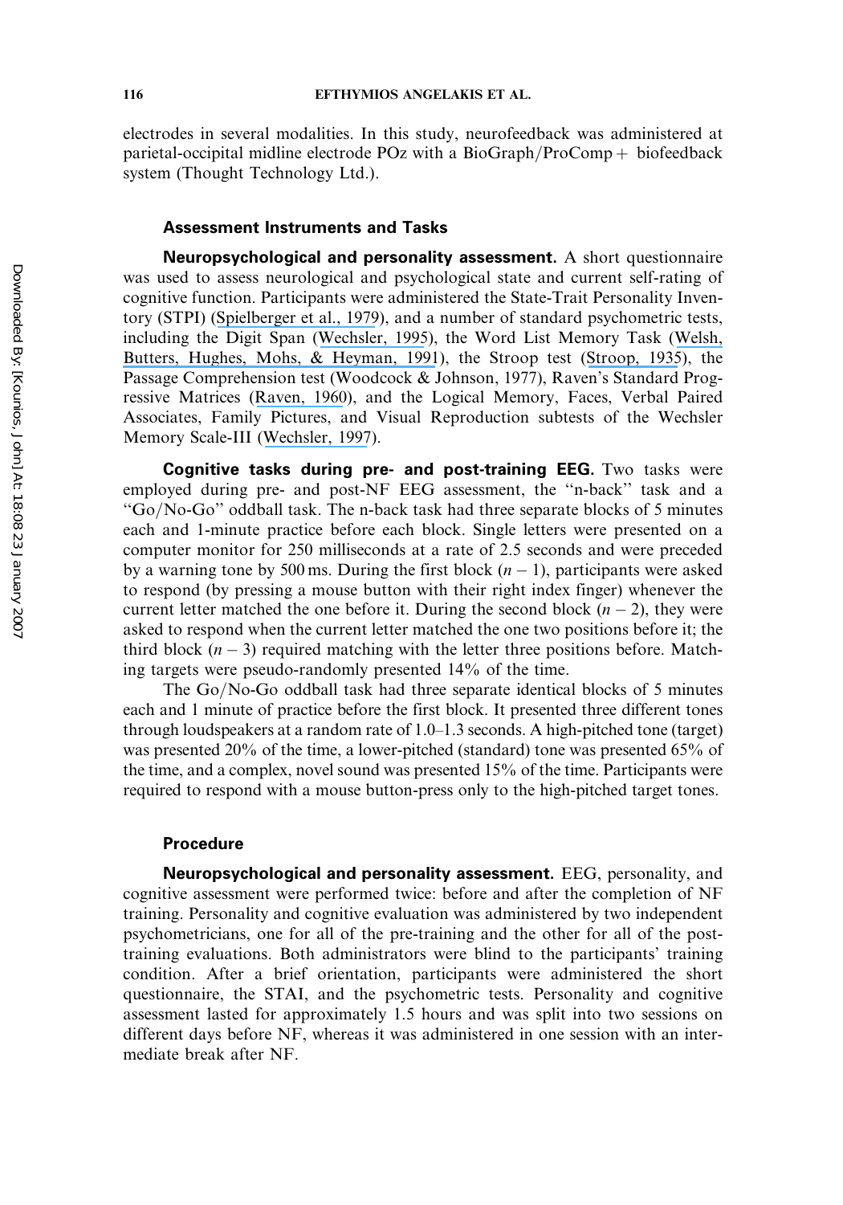electrodes in several modalities. In this study, neurofeedback was administered at parietal-occipital midline electrode POz with a BioGraph/ProComp + biofeedback system (Thought Technology Ltd.).

### Assessment Instruments and Tasks

**Neuropsychological and personality assessment.** A short questionnaire was used to assess neurological and psychological state and current self-rating of cognitive function. Participants were administered the State-Trait Personality Inventory (STPI) (Spielberger et al., 1979), and a number of standard psychometric tests, including the Digit Span (Wechsler, 1995), the Word List Memory Task (Welsh, Butters, Hughes, Mohs, & Heyman, 1991), the Stroop test (Stroop, 1935), the Passage Comprehension test (Woodcock & Johnson, 1977), Raven's Standard Progressive Matrices (Raven, 1960), and the Logical Memory, Faces, Verbal Paired Associates, Family Pictures, and Visual Reproduction subtests of the Wechsler Memory Scale-III (Wechsler, 1997).

**Cognitive tasks during pre- and post-training EEG.** Two tasks were employed during pre- and post-NF EEG assessment, the "n-back" task and a "Go/No-Go" oddball task. The n-back task had three separate blocks of 5 minutes each and 1-minute practice before each block. Single letters were presented on a computer monitor for 250 milliseconds at a rate of 2.5 seconds and were preceded by a warning tone by 500 ms. During the first block ($n - 1$), participants were asked to respond (by pressing a mouse button with their right index finger) whenever the current letter matched the one before it. During the second block ($n - 2$), they were asked to respond when the current letter matched the one two positions before it; the third block ($n - 3$) required matching with the letter three positions before. Matching targets were pseudo-randomly presented 14% of the time.

The Go/No-Go oddball task had three separate identical blocks of 5 minutes each and 1 minute of practice before the first block. It presented three different tones through loudspeakers at a random rate of 1.0–1.3 seconds. A high-pitched tone (target) was presented 20% of the time, a lower-pitched (standard) tone was presented 65% of the time, and a complex, novel sound was presented 15% of the time. Participants were required to respond with a mouse button-press only to the high-pitched target tones.

### Procedure

**Neuropsychological and personality assessment.** EEG, personality, and cognitive assessment were performed twice: before and after the completion of NF training. Personality and cognitive evaluation was administered by two independent psychometricians, one for all of the pre-training and the other for all of the post-training evaluations. Both administrators were blind to the participants' training condition. After a brief orientation, participants were administered the short questionnaire, the STAI, and the psychometric tests. Personality and cognitive assessment lasted for approximately 1.5 hours and was split into two sessions on different days before NF, whereas it was administered in one session with an intermediate break after NF.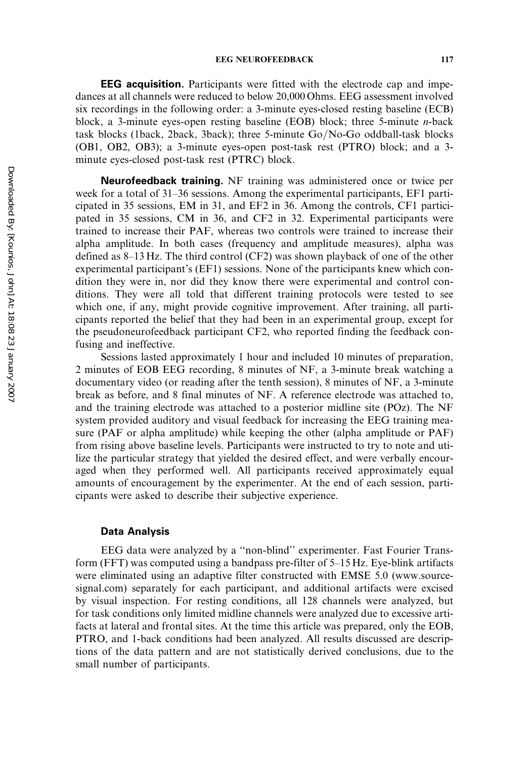**EEG acquisition.** Participants were fitted with the electrode cap and impedances at all channels were reduced to below 20,000 Ohms. EEG assessment involved six recordings in the following order: a 3-minute eyes-closed resting baseline (ECB) block, a 3-minute eyes-open resting baseline (EOB) block; three 5-minute *n*-back task blocks (1back, 2back, 3back); three 5-minute Go/No-Go oddball-task blocks (OB1, OB2, OB3); a 3-minute eyes-open post-task rest (PTRO) block; and a 3-minute eyes-closed post-task rest (PTRC) block.

**Neurofeedback training.** NF training was administered once or twice per week for a total of 31–36 sessions. Among the experimental participants, EF1 participated in 35 sessions, EM in 31, and EF2 in 36. Among the controls, CF1 participated in 35 sessions, CM in 36, and CF2 in 32. Experimental participants were trained to increase their PAF, whereas two controls were trained to increase their alpha amplitude. In both cases (frequency and amplitude measures), alpha was defined as 8–13 Hz. The third control (CF2) was shown playback of one of the other experimental participant's (EF1) sessions. None of the participants knew which condition they were in, nor did they know there were experimental and control conditions. They were all told that different training protocols were tested to see which one, if any, might provide cognitive improvement. After training, all participants reported the belief that they had been in an experimental group, except for the pseudoneurofeedback participant CF2, who reported finding the feedback confusing and ineffective.

Sessions lasted approximately 1 hour and included 10 minutes of preparation, 2 minutes of EOB EEG recording, 8 minutes of NF, a 3-minute break watching a documentary video (or reading after the tenth session), 8 minutes of NF, a 3-minute break as before, and 8 final minutes of NF. A reference electrode was attached to, and the training electrode was attached to a posterior midline site (POz). The NF system provided auditory and visual feedback for increasing the EEG training measure (PAF or alpha amplitude) while keeping the other (alpha amplitude or PAF) from rising above baseline levels. Participants were instructed to try to note and utilize the particular strategy that yielded the desired effect, and were verbally encouraged when they performed well. All participants received approximately equal amounts of encouragement by the experimenter. At the end of each session, participants were asked to describe their subjective experience.

### Data Analysis

EEG data were analyzed by a "non-blind" experimenter. Fast Fourier Transform (FFT) was computed using a bandpass pre-filter of 5–15 Hz. Eye-blink artifacts were eliminated using an adaptive filter constructed with EMSE 5.0 (www.sourcesignal.com) separately for each participant, and additional artifacts were excised by visual inspection. For resting conditions, all 128 channels were analyzed, but for task conditions only limited midline channels were analyzed due to excessive artifacts at lateral and frontal sites. At the time this article was prepared, only the EOB, PTRO, and 1-back conditions had been analyzed. All results discussed are descriptions of the data pattern and are not statistically derived conclusions, due to the small number of participants.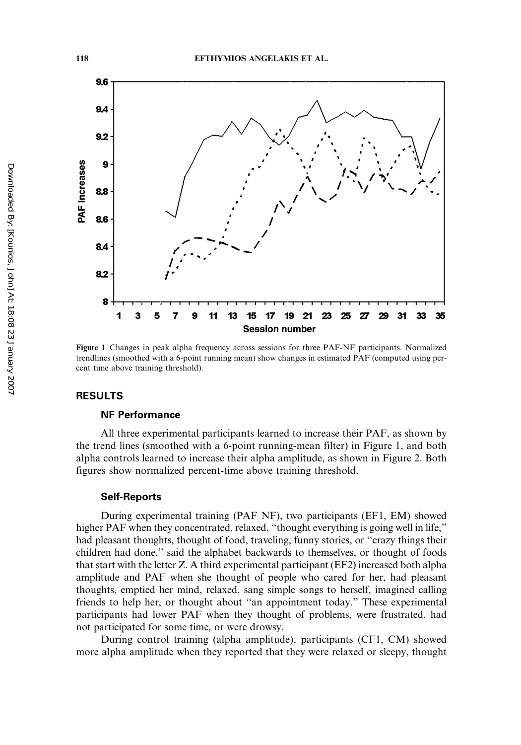**Figure 1** Changes in peak alpha frequency across sessions for three PAF-NF participants. Normalized trendlines (smoothed with a 6-point running mean) show changes in estimated PAF (computed using percent time above training threshold).

## RESULTS

### NF Performance

All three experimental participants learned to increase their PAF, as shown by the trend lines (smoothed with a 6-point running-mean filter) in Figure 1, and both alpha controls learned to increase their alpha amplitude, as shown in Figure 2. Both figures show normalized percent-time above training threshold.

### Self-Reports

During experimental training (PAF NF), two participants (EF1, EM) showed higher PAF when they concentrated, relaxed, ''thought everything is going well in life,'' had pleasant thoughts, thought of food, traveling, funny stories, or ''crazy things their children had done,'' said the alphabet backwards to themselves, or thought of foods that start with the letter Z. A third experimental participant (EF2) increased both alpha amplitude and PAF when she thought of people who cared for her, had pleasant thoughts, emptied her mind, relaxed, sang simple songs to herself, imagined calling friends to help her, or thought about ''an appointment today.'' These experimental participants had lower PAF when they thought of problems, were frustrated, had not participated for some time, or were drowsy.

During control training (alpha amplitude), participants (CF1, CM) showed more alpha amplitude when they reported that they were relaxed or sleepy, thought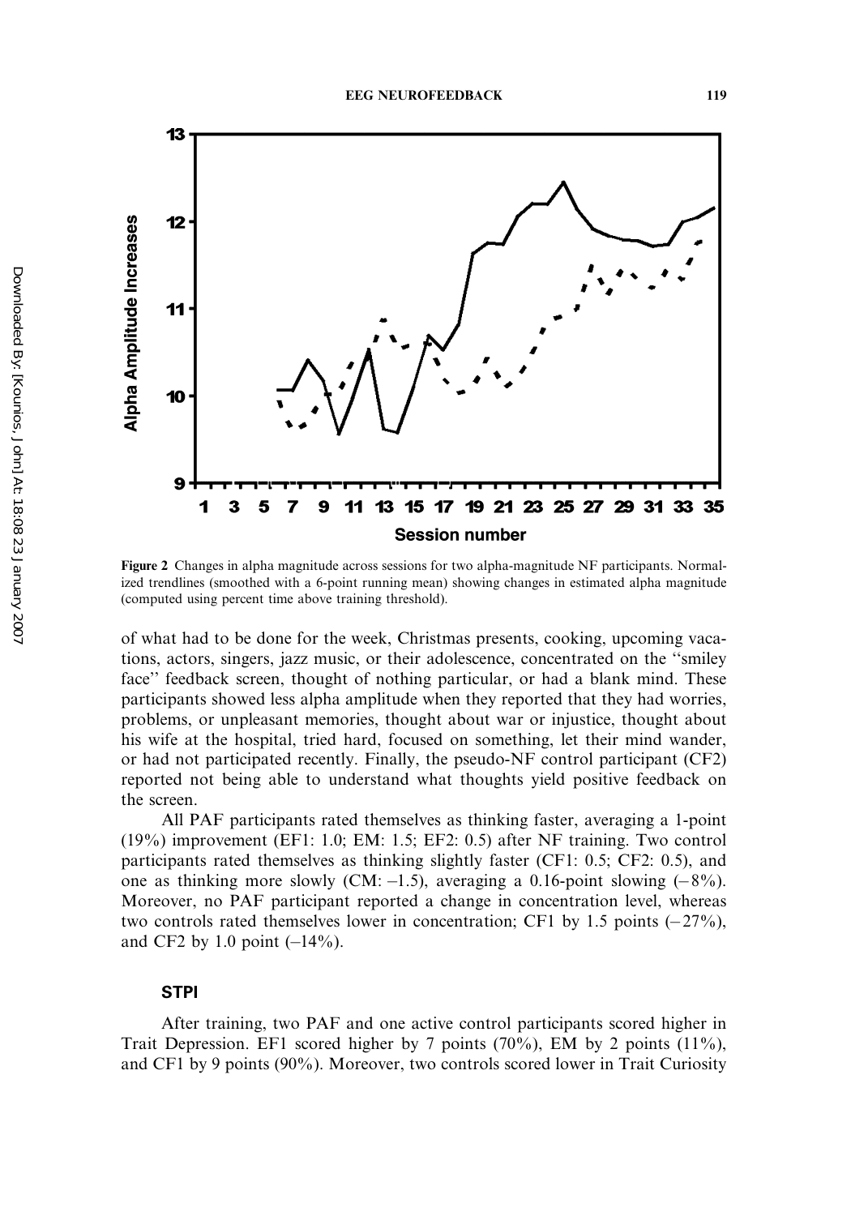**Figure 2** Changes in alpha magnitude across sessions for two alpha-magnitude NF participants. Normalized trendlines (smoothed with a 6-point running mean) showing changes in estimated alpha magnitude (computed using percent time above training threshold).

of what had to be done for the week, Christmas presents, cooking, upcoming vacations, actors, singers, jazz music, or their adolescence, concentrated on the ''smiley face'' feedback screen, thought of nothing particular, or had a blank mind. These participants showed less alpha amplitude when they reported that they had worries, problems, or unpleasant memories, thought about war or injustice, thought about his wife at the hospital, tried hard, focused on something, let their mind wander, or had not participated recently. Finally, the pseudo-NF control participant (CF2) reported not being able to understand what thoughts yield positive feedback on the screen.

All PAF participants rated themselves as thinking faster, averaging a 1-point (19%) improvement (EF1: 1.0; EM: 1.5; EF2: 0.5) after NF training. Two control participants rated themselves as thinking slightly faster (CF1: 0.5; CF2: 0.5), and one as thinking more slowly (CM: –1.5), averaging a 0.16-point slowing (–8%). Moreover, no PAF participant reported a change in concentration level, whereas two controls rated themselves lower in concentration; CF1 by 1.5 points (–27%), and CF2 by 1.0 point (–14%).

## STPI

After training, two PAF and one active control participants scored higher in Trait Depression. EF1 scored higher by 7 points (70%), EM by 2 points (11%), and CF1 by 9 points (90%). Moreover, two controls scored lower in Trait Curiosity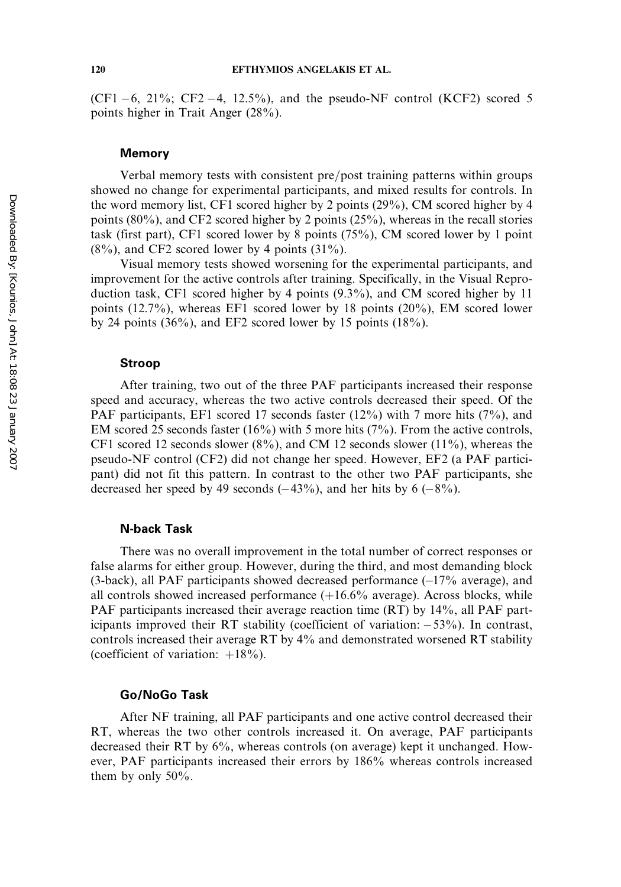(CF1 −6, 21%; CF2 −4, 12.5%), and the pseudo-NF control (KCF2) scored 5 points higher in Trait Anger (28%).

### Memory

Verbal memory tests with consistent pre/post training patterns within groups showed no change for experimental participants, and mixed results for controls. In the word memory list, CF1 scored higher by 2 points (29%), CM scored higher by 4 points (80%), and CF2 scored higher by 2 points (25%), whereas in the recall stories task (first part), CF1 scored lower by 8 points (75%), CM scored lower by 1 point (8%), and CF2 scored lower by 4 points (31%).

Visual memory tests showed worsening for the experimental participants, and improvement for the active controls after training. Specifically, in the Visual Reproduction task, CF1 scored higher by 4 points (9.3%), and CM scored higher by 11 points (12.7%), whereas EF1 scored lower by 18 points (20%), EM scored lower by 24 points (36%), and EF2 scored lower by 15 points (18%).

### Stroop

After training, two out of the three PAF participants increased their response speed and accuracy, whereas the two active controls decreased their speed. Of the PAF participants, EF1 scored 17 seconds faster (12%) with 7 more hits (7%), and EM scored 25 seconds faster (16%) with 5 more hits (7%). From the active controls, CF1 scored 12 seconds slower (8%), and CM 12 seconds slower (11%), whereas the pseudo-NF control (CF2) did not change her speed. However, EF2 (a PAF participant) did not fit this pattern. In contrast to the other two PAF participants, she decreased her speed by 49 seconds (−43%), and her hits by 6 (−8%).

### N-back Task

There was no overall improvement in the total number of correct responses or false alarms for either group. However, during the third, and most demanding block (3-back), all PAF participants showed decreased performance (–17% average), and all controls showed increased performance (+16.6% average). Across blocks, while PAF participants increased their average reaction time (RT) by 14%, all PAF participants improved their RT stability (coefficient of variation: −53%). In contrast, controls increased their average RT by 4% and demonstrated worsened RT stability (coefficient of variation: +18%).

### Go/NoGo Task

After NF training, all PAF participants and one active control decreased their RT, whereas the two other controls increased it. On average, PAF participants decreased their RT by 6%, whereas controls (on average) kept it unchanged. However, PAF participants increased their errors by 186% whereas controls increased them by only 50%.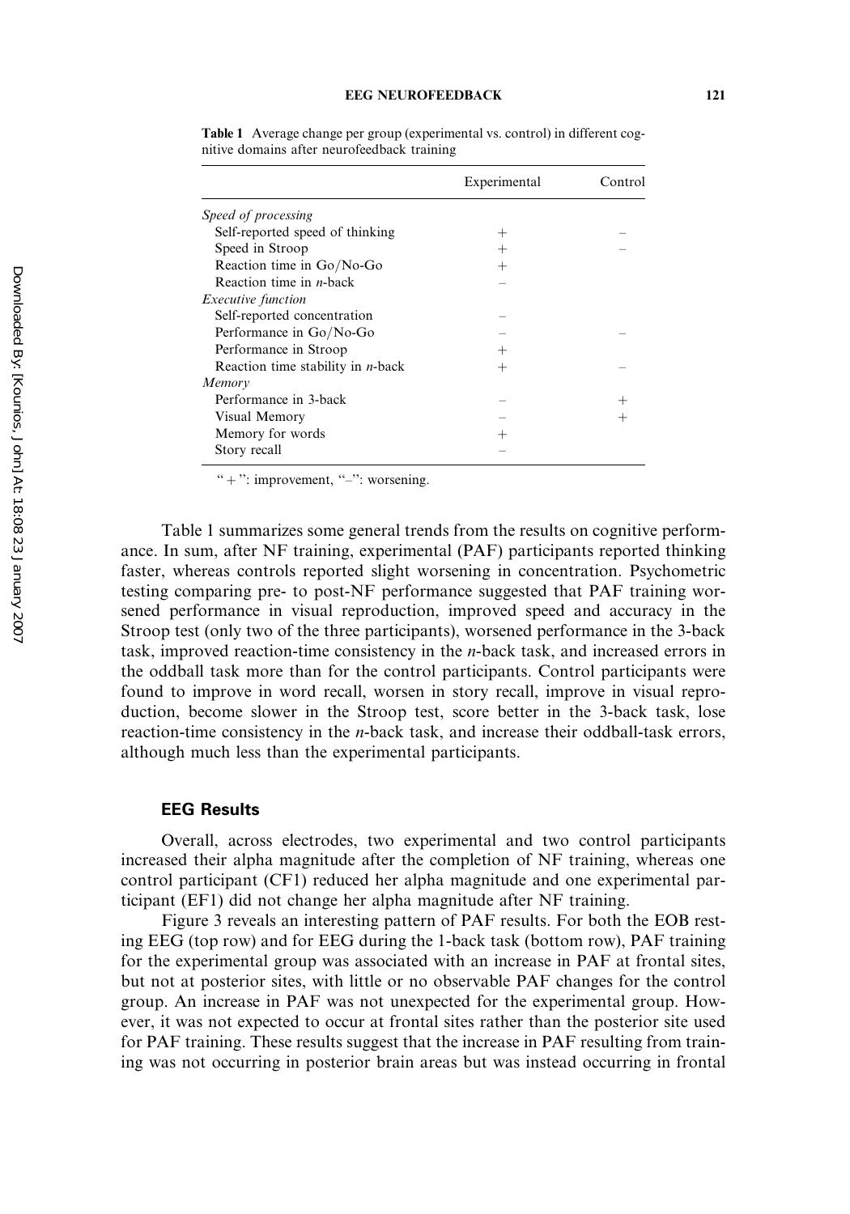**Table 1** Average change per group (experimental vs. control) in different cognitive domains after neurofeedback training

| | Experimental | Control |
|---|---|---|
| *Speed of processing* | | |
| Self-reported speed of thinking | + | – |
| Speed in Stroop | + | – |
| Reaction time in Go/No-Go | + | |
| Reaction time in *n*-back | – | |
| *Executive function* | | |
| Self-reported concentration | – | |
| Performance in Go/No-Go | – | – |
| Performance in Stroop | + | |
| Reaction time stability in *n*-back | + | – |
| *Memory* | | |
| Performance in 3-back | – | + |
| Visual Memory | – | + |
| Memory for words | + | |
| Story recall | – | |

"+": improvement, "–": worsening.

Table 1 summarizes some general trends from the results on cognitive performance. In sum, after NF training, experimental (PAF) participants reported thinking faster, whereas controls reported slight worsening in concentration. Psychometric testing comparing pre- to post-NF performance suggested that PAF training worsened performance in visual reproduction, improved speed and accuracy in the Stroop test (only two of the three participants), worsened performance in the 3-back task, improved reaction-time consistency in the *n*-back task, and increased errors in the oddball task more than for the control participants. Control participants were found to improve in word recall, worsen in story recall, improve in visual reproduction, become slower in the Stroop test, score better in the 3-back task, lose reaction-time consistency in the *n*-back task, and increase their oddball-task errors, although much less than the experimental participants.

### EEG Results

Overall, across electrodes, two experimental and two control participants increased their alpha magnitude after the completion of NF training, whereas one control participant (CF1) reduced her alpha magnitude and one experimental participant (EF1) did not change her alpha magnitude after NF training.

Figure 3 reveals an interesting pattern of PAF results. For both the EOB resting EEG (top row) and for EEG during the 1-back task (bottom row), PAF training for the experimental group was associated with an increase in PAF at frontal sites, but not at posterior sites, with little or no observable PAF changes for the control group. An increase in PAF was not unexpected for the experimental group. However, it was not expected to occur at frontal sites rather the posterior site used for PAF training. These results suggest that the increase in PAF resulting from training was not occurring in posterior brain areas but was instead occurring in frontal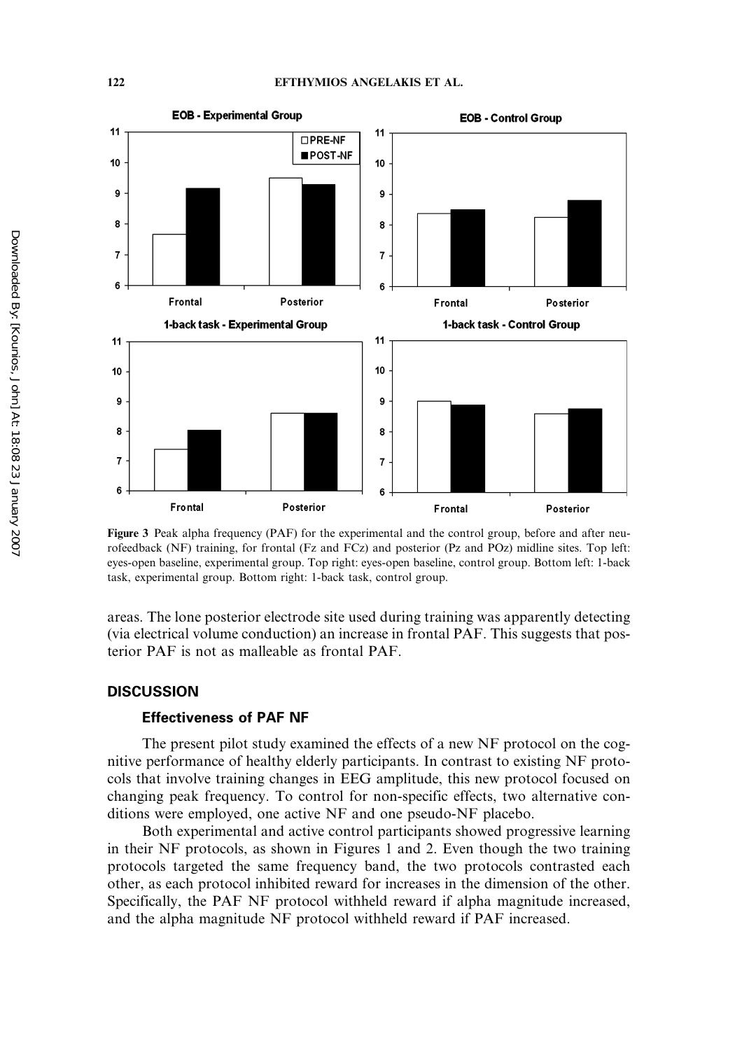Figure 3 Peak alpha frequency (PAF) for the experimental and the control group, before and after neurofeedback (NF) training, for frontal (Fz and FCz) and posterior (Pz and POz) midline sites. Top left: eyes-open baseline, experimental group. Top right: eyes-open baseline, control group. Bottom left: 1-back task, experimental group. Bottom right: 1-back task, control group.

areas. The lone posterior electrode site used during training was apparently detecting (via electrical volume conduction) an increase in frontal PAF. This suggests that posterior PAF is not as malleable as frontal PAF.

## DISCUSSION

### Effectiveness of PAF NF

The present pilot study examined the effects of a new NF protocol on the cognitive performance of healthy elderly participants. In contrast to existing NF protocols that involve training changes in EEG amplitude, this new protocol focused on changing peak frequency. To control for non-specific effects, two alternative conditions were employed, one active NF and one pseudo-NF placebo.

Both experimental and active control participants showed progressive learning in their NF protocols, as shown in Figures 1 and 2. Even though the two training protocols targeted the same frequency band, the two protocols contrasted each other, as each protocol inhibited reward for increases in the dimension of the other. Specifically, the PAF NF protocol withheld reward if alpha magnitude increased, and the alpha magnitude NF protocol withheld reward if PAF increased.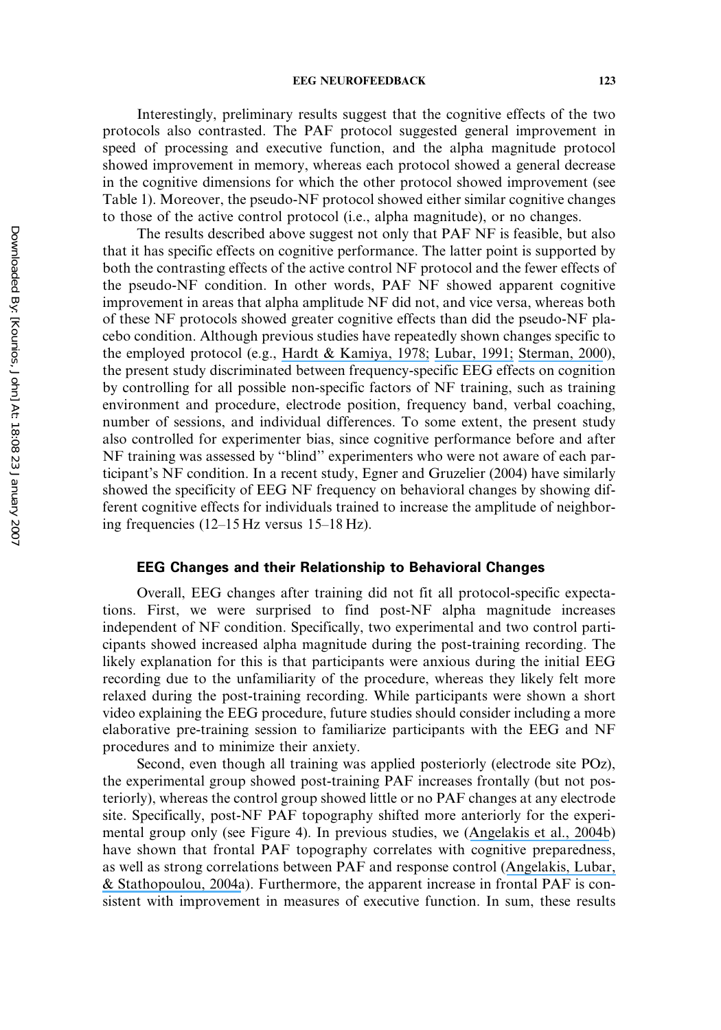Interestingly, preliminary results suggest that the cognitive effects of the two protocols also contrasted. The PAF protocol suggested general improvement in speed of processing and executive function, and the alpha magnitude protocol showed improvement in memory, whereas each protocol showed a general decrease in the cognitive dimensions for which the other protocol showed improvement (see Table 1). Moreover, the pseudo-NF protocol showed either similar cognitive changes to those of the active control protocol (i.e., alpha magnitude), or no changes.

The results described above suggest not only that PAF NF is feasible, but also that it has specific effects on cognitive performance. The latter point is supported by both the contrasting effects of the active control NF protocol and the fewer effects of the pseudo-NF condition. In other words, PAF NF showed apparent cognitive improvement in areas that alpha amplitude NF did not, and vice versa, whereas both of these NF protocols showed greater cognitive effects than did the pseudo-NF placebo condition. Although previous studies have repeatedly shown changes specific to the employed protocol (e.g., Hardt & Kamiya, 1978; Lubar, 1991; Sterman, 2000), the present study discriminated between frequency-specific EEG effects on cognition by controlling for all possible non-specific factors of NF training, such as training environment and procedure, electrode position, frequency band, verbal coaching, number of sessions, and individual differences. To some extent, the present study also controlled for experimenter bias, since cognitive performance before and after NF training was assessed by "blind" experimenters who were not aware of each participant's NF condition. In a recent study, Egner and Gruzelier (2004) have similarly showed the specificity of EEG NF frequency on behavioral changes by showing different cognitive effects for individuals trained to increase the amplitude of neighboring frequencies (12–15 Hz versus 15–18 Hz).

## EEG Changes and their Relationship to Behavioral Changes

Overall, EEG changes after training did not fit all protocol-specific expectations. First, we were surprised to find post-NF alpha magnitude increases independent of NF condition. Specifically, two experimental and two control participants showed increased alpha magnitude during the post-training recording. The likely explanation for this is that participants were anxious during the initial EEG recording due to the unfamiliarity of the procedure, whereas they likely felt more relaxed during the post-training recording. While participants were shown a short video explaining the EEG procedure, future studies should consider including a more elaborative pre-training session to familiarize participants with the EEG and NF procedures and to minimize their anxiety.

Second, even though all training was applied posteriorly (electrode site POz), the experimental group showed post-training PAF increases frontally (but not posteriorly), whereas the control group showed little or no PAF changes at any electrode site. Specifically, post-NF PAF topography shifted more anteriorly for the experimental group only (see Figure 4). In previous studies, we (Angelakis et al., 2004b) have shown that frontal PAF topography correlates with cognitive preparedness, as well as strong correlations between PAF and response control (Angelakis, Lubar, & Stathopoulou, 2004a). Furthermore, the apparent increase in frontal PAF is consistent with improvement in measures of executive function. In sum, these results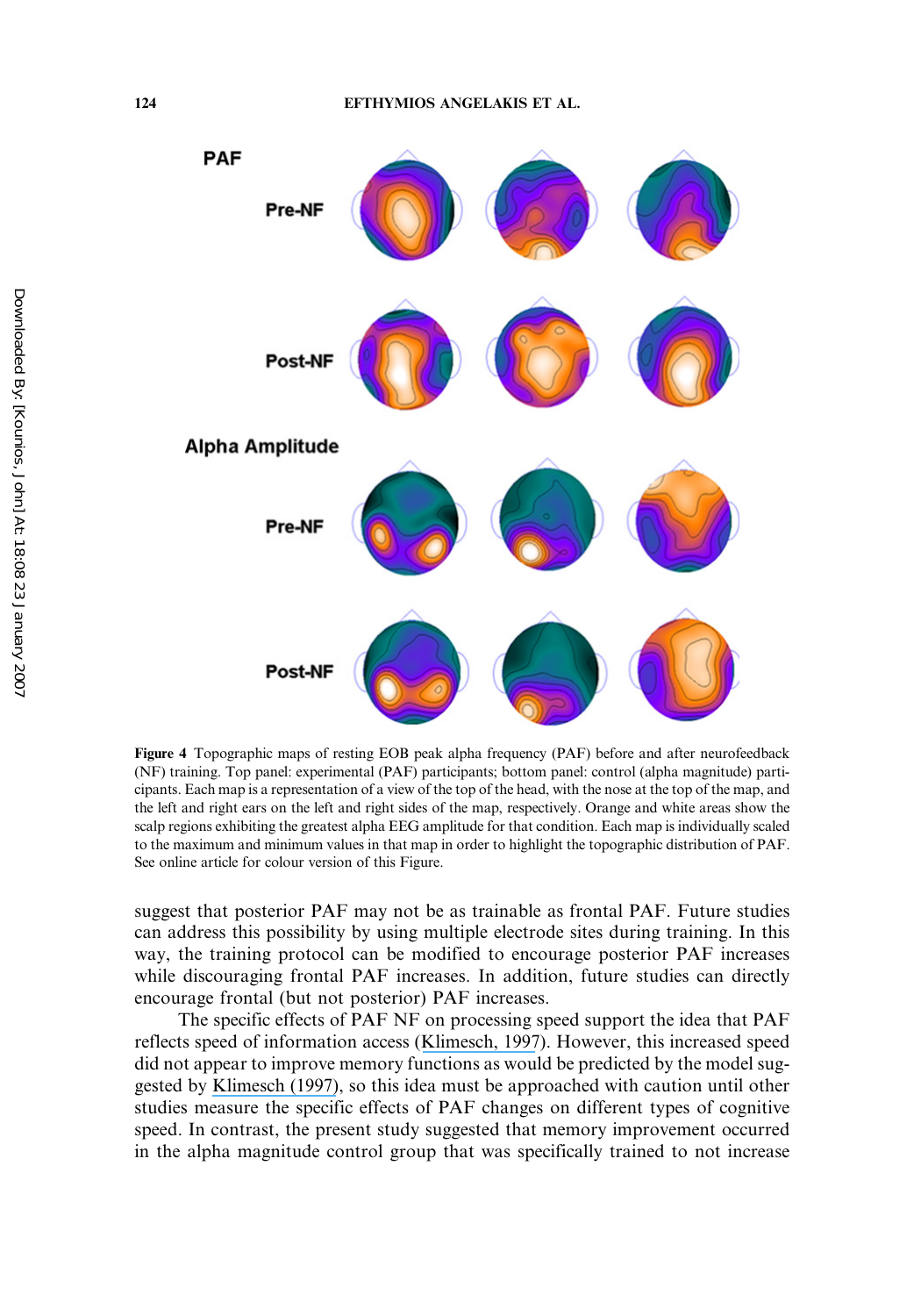**Figure 4** Topographic maps of resting EOB peak alpha frequency (PAF) before and after neurofeedback (NF) training. Top panel: experimental (PAF) participants; bottom panel: control (alpha magnitude) participants. Each map is a representation of a view of the top of the head, with the nose at the top of the map, and the left and right ears on the left and right sides of the map, respectively. Orange and white areas show the scalp regions exhibiting the greatest alpha EEG amplitude for that condition. Each map is individually scaled to the maximum and minimum values in that map in order to highlight the topographic distribution of PAF. See online article for colour version of this Figure.

suggest that posterior PAF may not be as trainable as frontal PAF. Future studies can address this possibility by using multiple electrode sites during training. In this way, the training protocol can be modified to encourage posterior PAF increases while discouraging frontal PAF increases. In addition, future studies can directly encourage frontal (but not posterior) PAF increases.

The specific effects of PAF NF on processing speed support the idea that PAF reflects speed of information access (Klimesch, 1997). However, this increased speed did not appear to improve memory functions as would be predicted by the model suggested by Klimesch (1997), so this idea must be approached with caution until other studies measure the specific effects of PAF changes on different types of cognitive speed. In contrast, the present study suggested that memory improvement occurred in the alpha magnitude control group that was specifically trained to not increase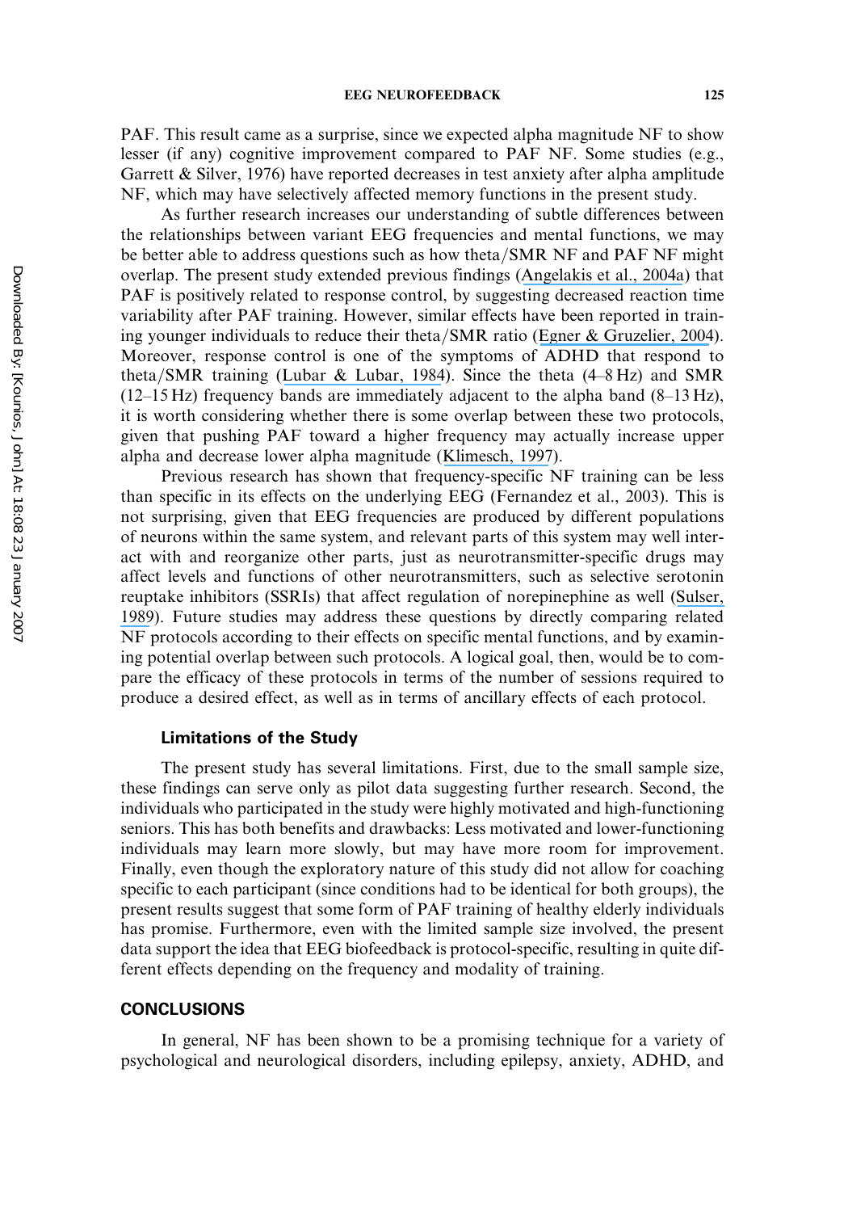PAF. This result came as a surprise, since we expected alpha magnitude NF to show lesser (if any) cognitive improvement compared to PAF NF. Some studies (e.g., Garrett & Silver, 1976) have reported decreases in test anxiety after alpha amplitude NF, which may have selectively affected memory functions in the present study.

As further research increases our understanding of subtle differences between the relationships between variant EEG frequencies and mental functions, we may be better able to address questions such as how theta/SMR NF and PAF NF might overlap. The present study extended previous findings (Angelakis et al., 2004a) that PAF is positively related to response control, by suggesting decreased reaction time variability after PAF training. However, similar effects have been reported in training younger individuals to reduce their theta/SMR ratio (Egner & Gruzelier, 2004). Moreover, response control is one of the symptoms of ADHD that respond to theta/SMR training (Lubar & Lubar, 1984). Since the theta (4–8 Hz) and SMR (12–15 Hz) frequency bands are immediately adjacent to the alpha band (8–13 Hz), it is worth considering whether there is some overlap between these two protocols, given that pushing PAF toward a higher frequency may actually increase upper alpha and decrease lower alpha magnitude (Klimesch, 1997).

Previous research has shown that frequency-specific NF training can be less than specific in its effects on the underlying EEG (Fernandez et al., 2003). This is not surprising, given that EEG frequencies are produced by different populations of neurons within the same system, and relevant parts of this system may well interact with and reorganize other parts, just as neurotransmitter-specific drugs may affect levels and functions of other neurotransmitters, such as selective serotonin reuptake inhibitors (SSRIs) that affect regulation of norepinephine as well (Sulser, 1989). Future studies may address these questions by directly comparing related NF protocols according to their effects on specific mental functions, and by examining potential overlap between such protocols. A logical goal, then, would be to compare the efficacy of these protocols in terms of the number of sessions required to produce a desired effect, as well as in terms of ancillary effects of each protocol.

### Limitations of the Study

The present study has several limitations. First, due to the small sample size, these findings can serve only as pilot data suggesting further research. Second, the individuals who participated in the study were highly motivated and high-functioning seniors. This has both benefits and drawbacks: Less motivated and lower-functioning individuals may learn more slowly, but may have more room for improvement. Finally, even though the exploratory nature of this study did not allow for coaching specific to each participant (since conditions had to be identical for both groups), the present results suggest that some form of PAF training of healthy elderly individuals has promise. Furthermore, even with the limited sample size involved, the present data support the idea that EEG biofeedback is protocol-specific, resulting in quite different effects depending on the frequency and modality of training.

## CONCLUSIONS

In general, NF has been shown to be a promising technique for a variety of psychological and neurological disorders, including epilepsy, anxiety, ADHD, and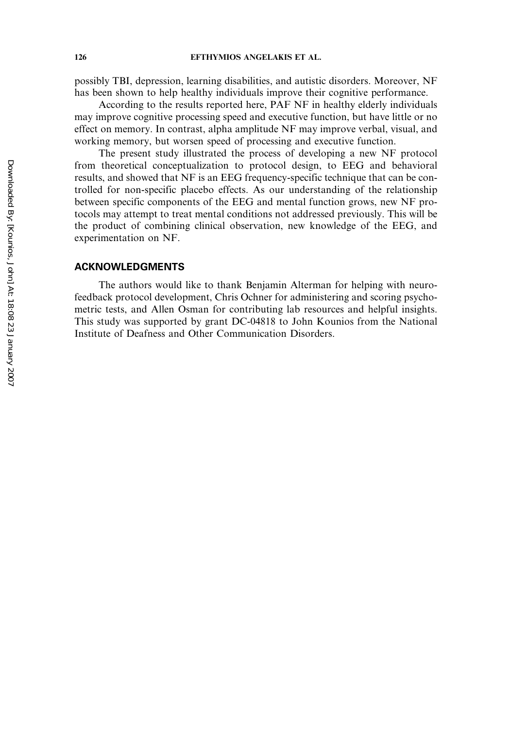possibly TBI, depression, learning disabilities, and autistic disorders. Moreover, NF has been shown to help healthy individuals improve their cognitive performance.

According to the results reported here, PAF NF in healthy elderly individuals may improve cognitive processing speed and executive function, but have little or no effect on memory. In contrast, alpha amplitude NF may improve verbal, visual, and working memory, but worsen speed of processing and executive function.

The present study illustrated the process of developing a new NF protocol from theoretical conceptualization to protocol design, to EEG and behavioral results, and showed that NF is an EEG frequency-specific technique that can be controlled for non-specific placebo effects. As our understanding of the relationship between specific components of the EEG and mental function grows, new NF protocols may attempt to treat mental conditions not addressed previously. This will be the product of combining clinical observation, new knowledge of the EEG, and experimentation on NF.

## ACKNOWLEDGMENTS

The authors would like to thank Benjamin Alterman for helping with neurofeedback protocol development, Chris Ochner for administering and scoring psychometric tests, and Allen Osman for contributing lab resources and helpful insights. This study was supported by grant DC-04818 to John Kounios from the National Institute of Deafness and Other Communication Disorders.